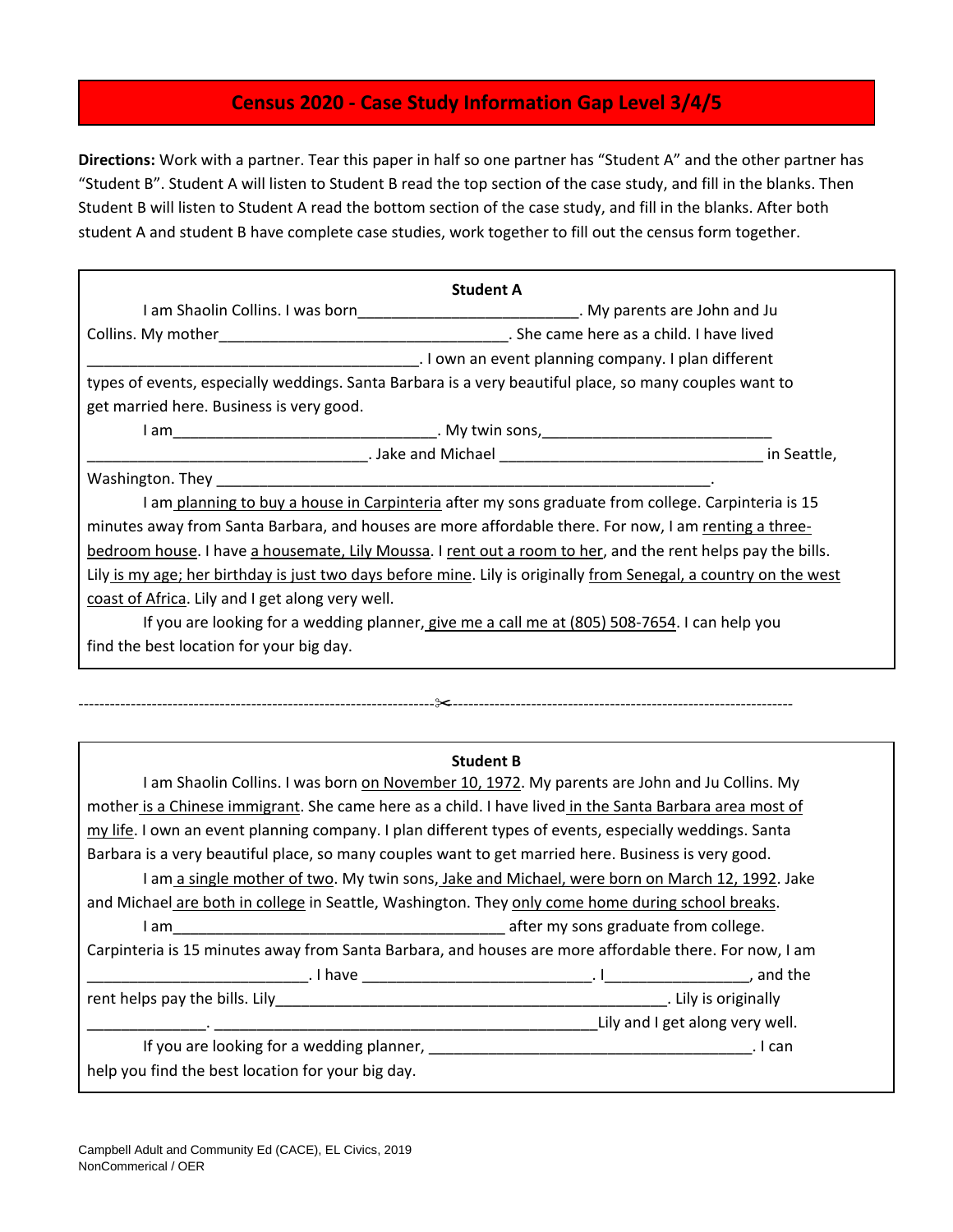# Census 2020 - Case Study Information Gap Level 3/4/5

**Directions:** Work with a partner. Tear this paper in half so one partner has "Student A" and the other partner has "Student B". Student A will listen to Student B read the top section of the case study, and fill in the blanks. Then Student B will listen to Student A read the bottom section of the case study, and fill in the blanks. After both student A and student B have complete case studies, work together to fill out the census form together.

**Student A**

I am Shaolin Collins. I was born__________________________. My parents are John and Ju Collins. My mother__________________________________. She came here as a child. I have lived _______________________________________. I own an event planning company. I plan different types of events, especially weddings. Santa Barbara is a very beautiful place, so many couples want to get married here. Business is very good.

I am_______________________________. My twin sons,___________________________ _________________________________. Jake and Michael ______________________________ in Seattle, Washington. They ___________________________________________________________.

I am planning to buy a house in Carpinteria after my sons graduate from college. Carpinteria is 15 minutes away from Santa Barbara, and houses are more affordable there. For now, I am renting a three-bedroom house. I have a housemate, Lily Moussa. I rent out a room to her, and the rent helps pay the bills. Lily is my age; her birthday is just two days before mine. Lily is originally from Senegal, a country on the west coast of Africa. Lily and I get along very well.

If you are looking for a wedding planner, give me a call me at (805) 508-7654. I can help you find the best location for your big day.

---

**Student B**

I am Shaolin Collins. I was born on November 10, 1972. My parents are John and Ju Collins. My mother is a Chinese immigrant. She came here as a child. I have lived in the Santa Barbara area most of my life. I own an event planning company. I plan different types of events, especially weddings. Santa Barbara is a very beautiful place, so many couples want to get married here. Business is very good.

I am a single mother of two. My twin sons, Jake and Michael, were born on March 12, 1992. Jake and Michael are both in college in Seattle, Washington. They only come home during school breaks.

I am_______________________________________ after my sons graduate from college. Carpinteria is 15 minutes away from Santa Barbara, and houses are more affordable there. For now, I am __________________________. I have ___________________________. I_________________, and the rent helps pay the bills. Lily_______________________________________________. Lily is originally ______________. _____________________________________________Lily and I get along very well.

If you are looking for a wedding planner, ______________________________________. I can help you find the best location for your big day.

Campbell Adult and Community Ed (CACE), EL Civics, 2019
NonCommerical / OER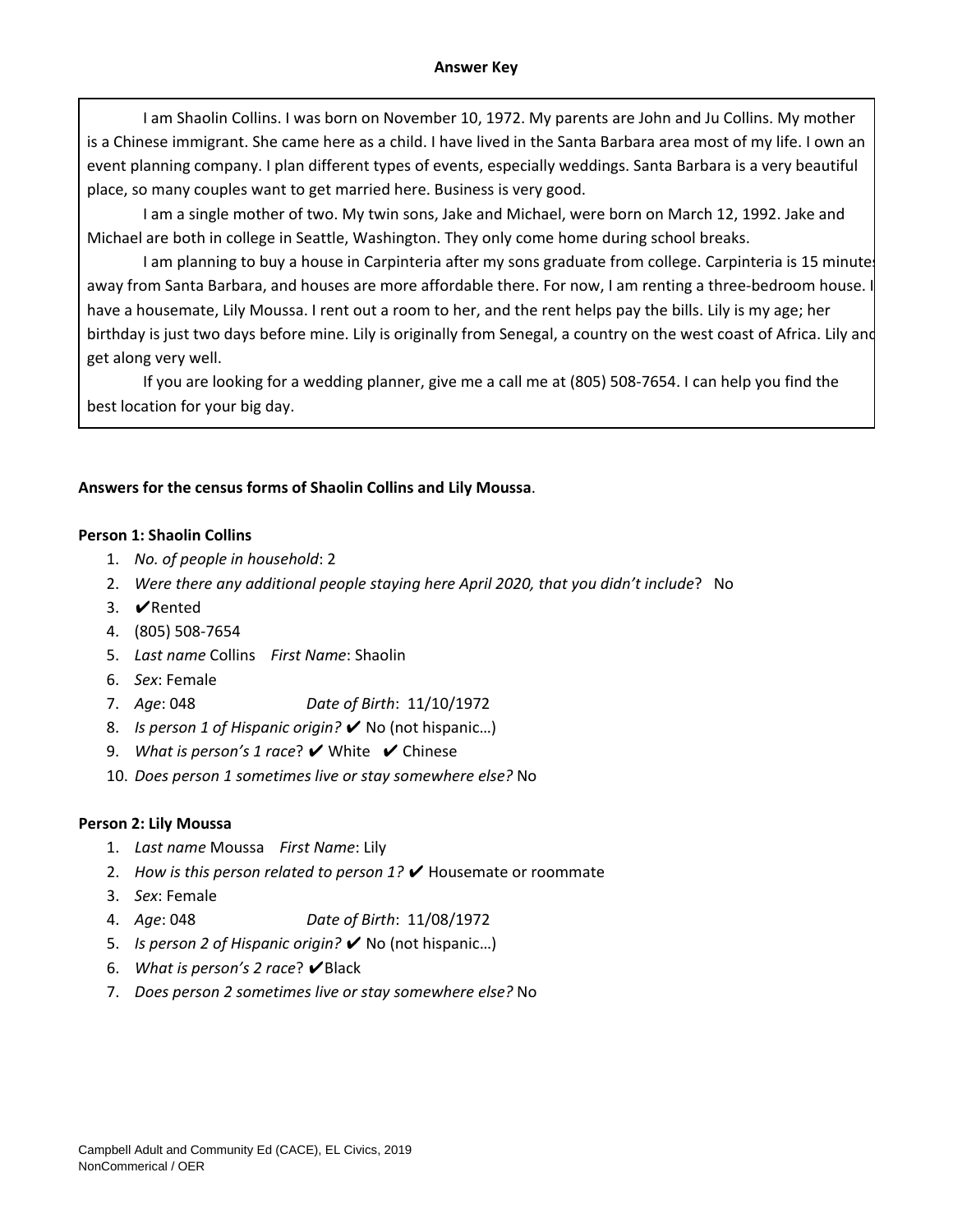**Answer Key**

> I am Shaolin Collins. I was born on November 10, 1972. My parents are John and Ju Collins. My mother is a Chinese immigrant. She came here as a child. I have lived in the Santa Barbara area most of my life. I own an event planning company. I plan different types of events, especially weddings. Santa Barbara is a very beautiful place, so many couples want to get married here. Business is very good.
>
> I am a single mother of two. My twin sons, Jake and Michael, were born on March 12, 1992. Jake and Michael are both in college in Seattle, Washington. They only come home during school breaks.
>
> I am planning to buy a house in Carpinteria after my sons graduate from college. Carpinteria is 15 minutes away from Santa Barbara, and houses are more affordable there. For now, I am renting a three-bedroom house. I have a housemate, Lily Moussa. I rent out a room to her, and the rent helps pay the bills. Lily is my age; her birthday is just two days before mine. Lily is originally from Senegal, a country on the west coast of Africa. Lily and get along very well.
>
> If you are looking for a wedding planner, give me a call me at (805) 508-7654. I can help you find the best location for your big day.

**Answers for the census forms of Shaolin Collins and Lily Moussa**.

**Person 1: Shaolin Collins**

1. *No. of people in household*: 2
2. *Were there any additional people staying here April 2020, that you didn't include*? No
3. ✔Rented
4. (805) 508-7654
5. *Last name* Collins *First Name*: Shaolin
6. *Sex*: Female
7. *Age*: 048 *Date of Birth*: 11/10/1972
8. *Is person 1 of Hispanic origin?* ✔ No (not hispanic…)
9. *What is person's 1 race*? ✔ White ✔ Chinese
10. *Does person 1 sometimes live or stay somewhere else?* No

**Person 2: Lily Moussa**

1. *Last name* Moussa *First Name*: Lily
2. *How is this person related to person 1?* ✔ Housemate or roommate
3. *Sex*: Female
4. *Age*: 048 *Date of Birth*: 11/08/1972
5. *Is person 2 of Hispanic origin?* ✔ No (not hispanic…)
6. *What is person's 2 race*? ✔Black
7. *Does person 2 sometimes live or stay somewhere else?* No

Campbell Adult and Community Ed (CACE), EL Civics, 2019
NonCommerical / OER